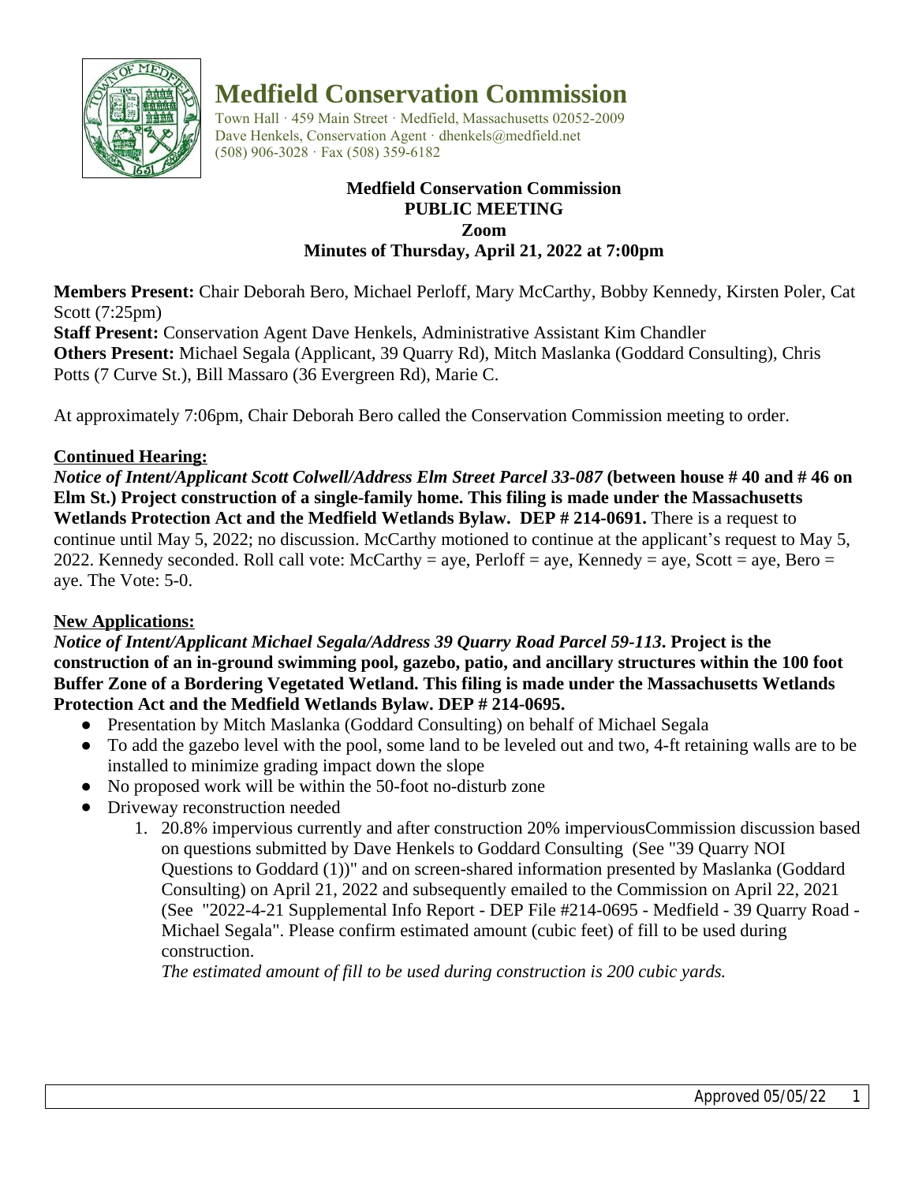# Medfield Conservation Commission

Town Hall · 459 Main Street · Medfield, Massachusetts 02052-2009
Dave Henkels, Conservation Agent · dhenkels@medfield.net
(508) 906-3028 · Fax (508) 359-6182

**Medfield Conservation Commission**
**PUBLIC MEETING**
**Zoom**
**Minutes of Thursday, April 21, 2022 at 7:00pm**

**Members Present:** Chair Deborah Bero, Michael Perloff, Mary McCarthy, Bobby Kennedy, Kirsten Poler, Cat Scott (7:25pm)
**Staff Present:** Conservation Agent Dave Henkels, Administrative Assistant Kim Chandler
**Others Present:** Michael Segala (Applicant, 39 Quarry Rd), Mitch Maslanka (Goddard Consulting), Chris Potts (7 Curve St.), Bill Massaro (36 Evergreen Rd), Marie C.

At approximately 7:06pm, Chair Deborah Bero called the Conservation Commission meeting to order.

**Continued Hearing:**

***Notice of Intent/Applicant Scott Colwell/Address Elm Street Parcel 33-087* (between house # 40 and # 46 on Elm St.) Project construction of a single-family home. This filing is made under the Massachusetts Wetlands Protection Act and the Medfield Wetlands Bylaw. DEP # 214-0691.** There is a request to continue until May 5, 2022; no discussion. McCarthy motioned to continue at the applicant's request to May 5, 2022. Kennedy seconded. Roll call vote: McCarthy = aye, Perloff = aye, Kennedy = aye, Scott = aye, Bero = aye. The Vote: 5-0.

**New Applications:**

***Notice of Intent/Applicant Michael Segala/Address 39 Quarry Road Parcel 59-113*. Project is the construction of an in-ground swimming pool, gazebo, patio, and ancillary structures within the 100 foot Buffer Zone of a Bordering Vegetated Wetland. This filing is made under the Massachusetts Wetlands Protection Act and the Medfield Wetlands Bylaw. DEP # 214-0695.**

- Presentation by Mitch Maslanka (Goddard Consulting) on behalf of Michael Segala
- To add the gazebo level with the pool, some land to be leveled out and two, 4-ft retaining walls are to be installed to minimize grading impact down the slope
- No proposed work will be within the 50-foot no-disturb zone
- Driveway reconstruction needed
  1. 20.8% impervious currently and after construction 20% imperviousCommission discussion based on questions submitted by Dave Henkels to Goddard Consulting (See "39 Quarry NOI Questions to Goddard (1))" and on screen-shared information presented by Maslanka (Goddard Consulting) on April 21, 2022 and subsequently emailed to the Commission on April 22, 2021 (See "2022-4-21 Supplemental Info Report - DEP File #214-0695 - Medfield - 39 Quarry Road - Michael Segala". Please confirm estimated amount (cubic feet) of fill to be used during construction.

     *The estimated amount of fill to be used during construction is 200 cubic yards.*

Approved 05/05/22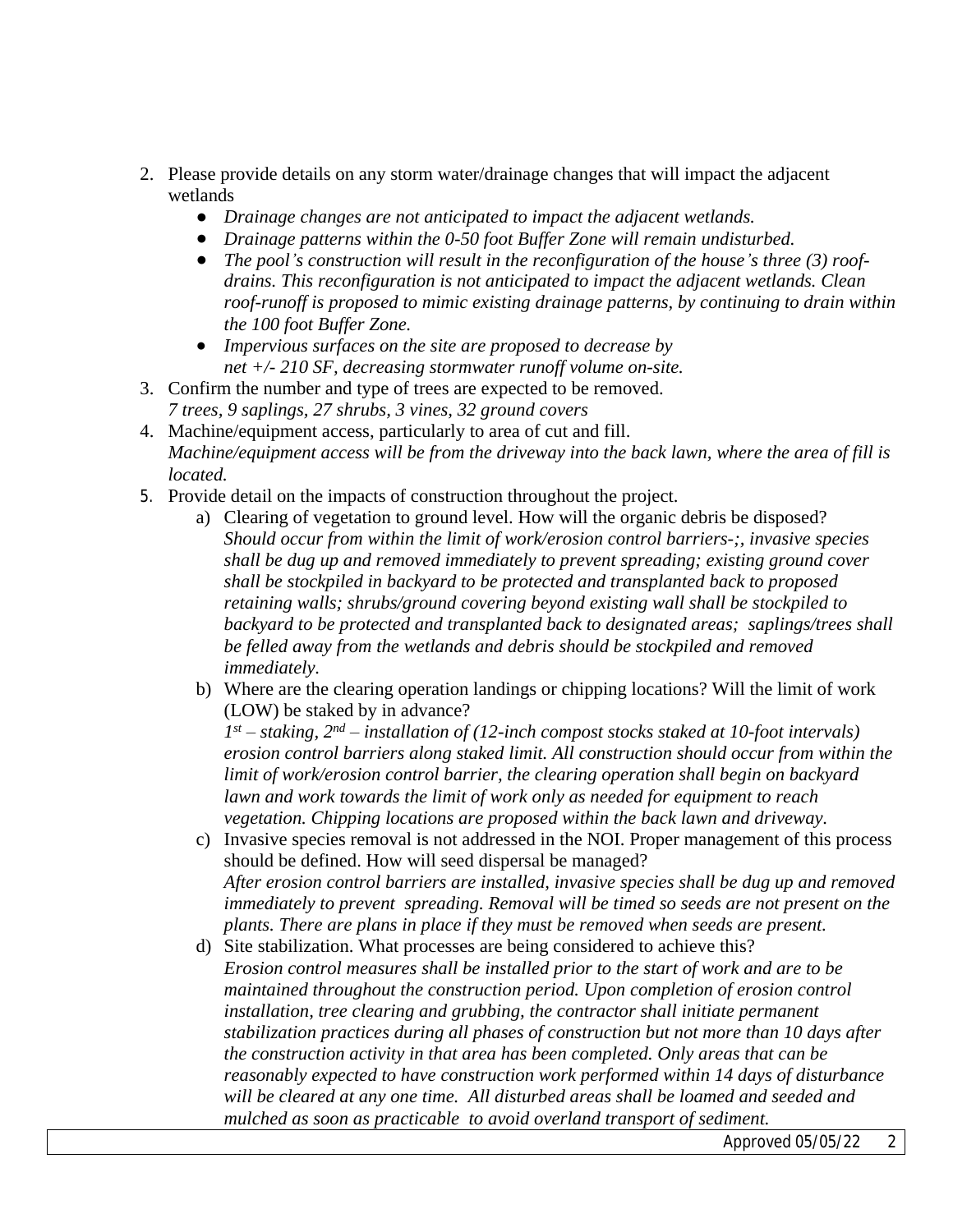2. Please provide details on any storm water/drainage changes that will impact the adjacent wetlands
   - *Drainage changes are not anticipated to impact the adjacent wetlands.*
   - *Drainage patterns within the 0-50 foot Buffer Zone will remain undisturbed.*
   - *The pool's construction will result in the reconfiguration of the house's three (3) roof-drains. This reconfiguration is not anticipated to impact the adjacent wetlands. Clean roof-runoff is proposed to mimic existing drainage patterns, by continuing to drain within the 100 foot Buffer Zone.*
   - *Impervious surfaces on the site are proposed to decrease by net +/- 210 SF, decreasing stormwater runoff volume on-site.*
3. Confirm the number and type of trees are expected to be removed.
   *7 trees, 9 saplings, 27 shrubs, 3 vines, 32 ground covers*
4. Machine/equipment access, particularly to area of cut and fill.
   *Machine/equipment access will be from the driveway into the back lawn, where the area of fill is located.*
5. Provide detail on the impacts of construction throughout the project.
   a) Clearing of vegetation to ground level. How will the organic debris be disposed?
      *Should occur from within the limit of work/erosion control barriers-;, invasive species shall be dug up and removed immediately to prevent spreading; existing ground cover shall be stockpiled in backyard to be protected and transplanted back to proposed retaining walls; shrubs/ground covering beyond existing wall shall be stockpiled to backyard to be protected and transplanted back to designated areas; saplings/trees shall be felled away from the wetlands and debris should be stockpiled and removed immediately.*
   b) Where are the clearing operation landings or chipping locations? Will the limit of work (LOW) be staked by in advance?
      *1st – staking, 2nd – installation of (12-inch compost stocks staked at 10-foot intervals) erosion control barriers along staked limit. All construction should occur from within the limit of work/erosion control barrier, the clearing operation shall begin on backyard lawn and work towards the limit of work only as needed for equipment to reach vegetation. Chipping locations are proposed within the back lawn and driveway.*
   c) Invasive species removal is not addressed in the NOI. Proper management of this process should be defined. How will seed dispersal be managed?
      *After erosion control barriers are installed, invasive species shall be dug up and removed immediately to prevent spreading. Removal will be timed so seeds are not present on the plants. There are plans in place if they must be removed when seeds are present.*
   d) Site stabilization. What processes are being considered to achieve this?
      *Erosion control measures shall be installed prior to the start of work and are to be maintained throughout the construction period. Upon completion of erosion control installation, tree clearing and grubbing, the contractor shall initiate permanent stabilization practices during all phases of construction but not more than 10 days after the construction activity in that area has been completed. Only areas that can be reasonably expected to have construction work performed within 14 days of disturbance will be cleared at any one time. All disturbed areas shall be loamed and seeded and mulched as soon as practicable to avoid overland transport of sediment.*

Approved 05/05/22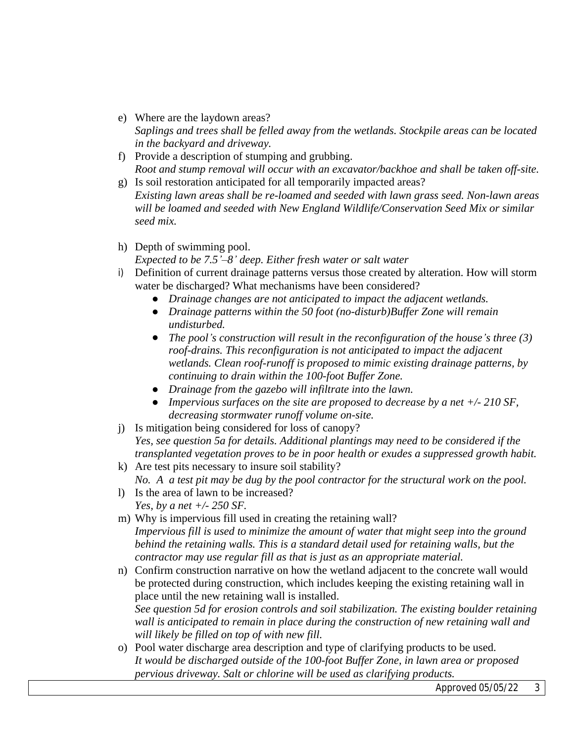e) Where are the laydown areas?
   *Saplings and trees shall be felled away from the wetlands. Stockpile areas can be located in the backyard and driveway.*
f) Provide a description of stumping and grubbing.
   *Root and stump removal will occur with an excavator/backhoe and shall be taken off-site.*
g) Is soil restoration anticipated for all temporarily impacted areas?
   *Existing lawn areas shall be re-loamed and seeded with lawn grass seed. Non-lawn areas will be loamed and seeded with New England Wildlife/Conservation Seed Mix or similar seed mix.*

h) Depth of swimming pool.
   *Expected to be 7.5'–8' deep. Either fresh water or salt water*
i) Definition of current drainage patterns versus those created by alteration. How will storm water be discharged? What mechanisms have been considered?
   - *Drainage changes are not anticipated to impact the adjacent wetlands.*
   - *Drainage patterns within the 50 foot (no-disturb)Buffer Zone will remain undisturbed.*
   - *The pool's construction will result in the reconfiguration of the house's three (3) roof-drains. This reconfiguration is not anticipated to impact the adjacent wetlands. Clean roof-runoff is proposed to mimic existing drainage patterns, by continuing to drain within the 100-foot Buffer Zone.*
   - *Drainage from the gazebo will infiltrate into the lawn.*
   - *Impervious surfaces on the site are proposed to decrease by a net +/- 210 SF, decreasing stormwater runoff volume on-site.*
j) Is mitigation being considered for loss of canopy?
   *Yes, see question 5a for details. Additional plantings may need to be considered if the transplanted vegetation proves to be in poor health or exudes a suppressed growth habit.*
k) Are test pits necessary to insure soil stability?
   *No. A a test pit may be dug by the pool contractor for the structural work on the pool.*
l) Is the area of lawn to be increased?
   *Yes, by a net +/- 250 SF.*
m) Why is impervious fill used in creating the retaining wall?
   *Impervious fill is used to minimize the amount of water that might seep into the ground behind the retaining walls. This is a standard detail used for retaining walls, but the contractor may use regular fill as that is just as an appropriate material.*
n) Confirm construction narrative on how the wetland adjacent to the concrete wall would be protected during construction, which includes keeping the existing retaining wall in place until the new retaining wall is installed.
   *See question 5d for erosion controls and soil stabilization. The existing boulder retaining wall is anticipated to remain in place during the construction of new retaining wall and will likely be filled on top of with new fill.*
o) Pool water discharge area description and type of clarifying products to be used.
   *It would be discharged outside of the 100-foot Buffer Zone, in lawn area or proposed pervious driveway. Salt or chlorine will be used as clarifying products.*

Approved 05/05/22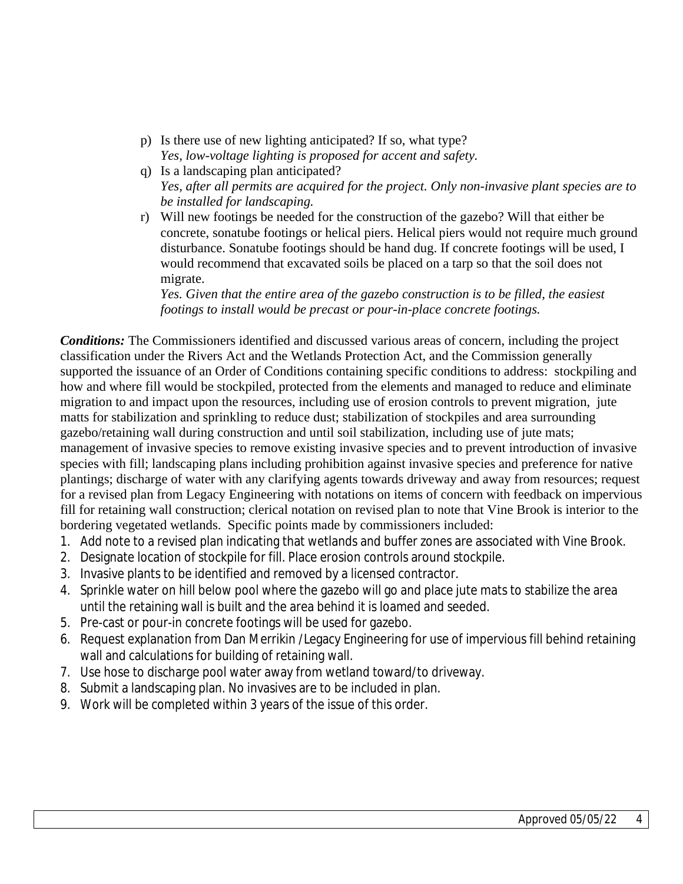p) Is there use of new lighting anticipated? If so, what type?
   *Yes, low-voltage lighting is proposed for accent and safety.*

q) Is a landscaping plan anticipated?
   *Yes, after all permits are acquired for the project. Only non-invasive plant species are to be installed for landscaping.*

r) Will new footings be needed for the construction of the gazebo? Will that either be concrete, sonatube footings or helical piers. Helical piers would not require much ground disturbance. Sonatube footings should be hand dug. If concrete footings will be used, I would recommend that excavated soils be placed on a tarp so that the soil does not migrate.
   *Yes. Given that the entire area of the gazebo construction is to be filled, the easiest footings to install would be precast or pour-in-place concrete footings.*

***Conditions:*** The Commissioners identified and discussed various areas of concern, including the project classification under the Rivers Act and the Wetlands Protection Act, and the Commission generally supported the issuance of an Order of Conditions containing specific conditions to address: stockpiling and how and where fill would be stockpiled, protected from the elements and managed to reduce and eliminate migration to and impact upon the resources, including use of erosion controls to prevent migration, jute matts for stabilization and sprinkling to reduce dust; stabilization of stockpiles and area surrounding gazebo/retaining wall during construction and until soil stabilization, including use of jute mats; management of invasive species to remove existing invasive species and to prevent introduction of invasive species with fill; landscaping plans including prohibition against invasive species and preference for native plantings; discharge of water with any clarifying agents towards driveway and away from resources; request for a revised plan from Legacy Engineering with notations on items of concern with feedback on impervious fill for retaining wall construction; clerical notation on revised plan to note that Vine Brook is interior to the bordering vegetated wetlands. Specific points made by commissioners included:

1. Add note to a revised plan indicating that wetlands and buffer zones are associated with Vine Brook.
2. Designate location of stockpile for fill. Place erosion controls around stockpile.
3. Invasive plants to be identified and removed by a licensed contractor.
4. Sprinkle water on hill below pool where the gazebo will go and place jute mats to stabilize the area until the retaining wall is built and the area behind it is loamed and seeded.
5. Pre-cast or pour-in concrete footings will be used for gazebo.
6. Request explanation from Dan Merrikin /Legacy Engineering for use of impervious fill behind retaining wall and calculations for building of retaining wall.
7. Use hose to discharge pool water away from wetland toward/to driveway.
8. Submit a landscaping plan. No invasives are to be included in plan.
9. Work will be completed within 3 years of the issue of this order.

Approved 05/05/22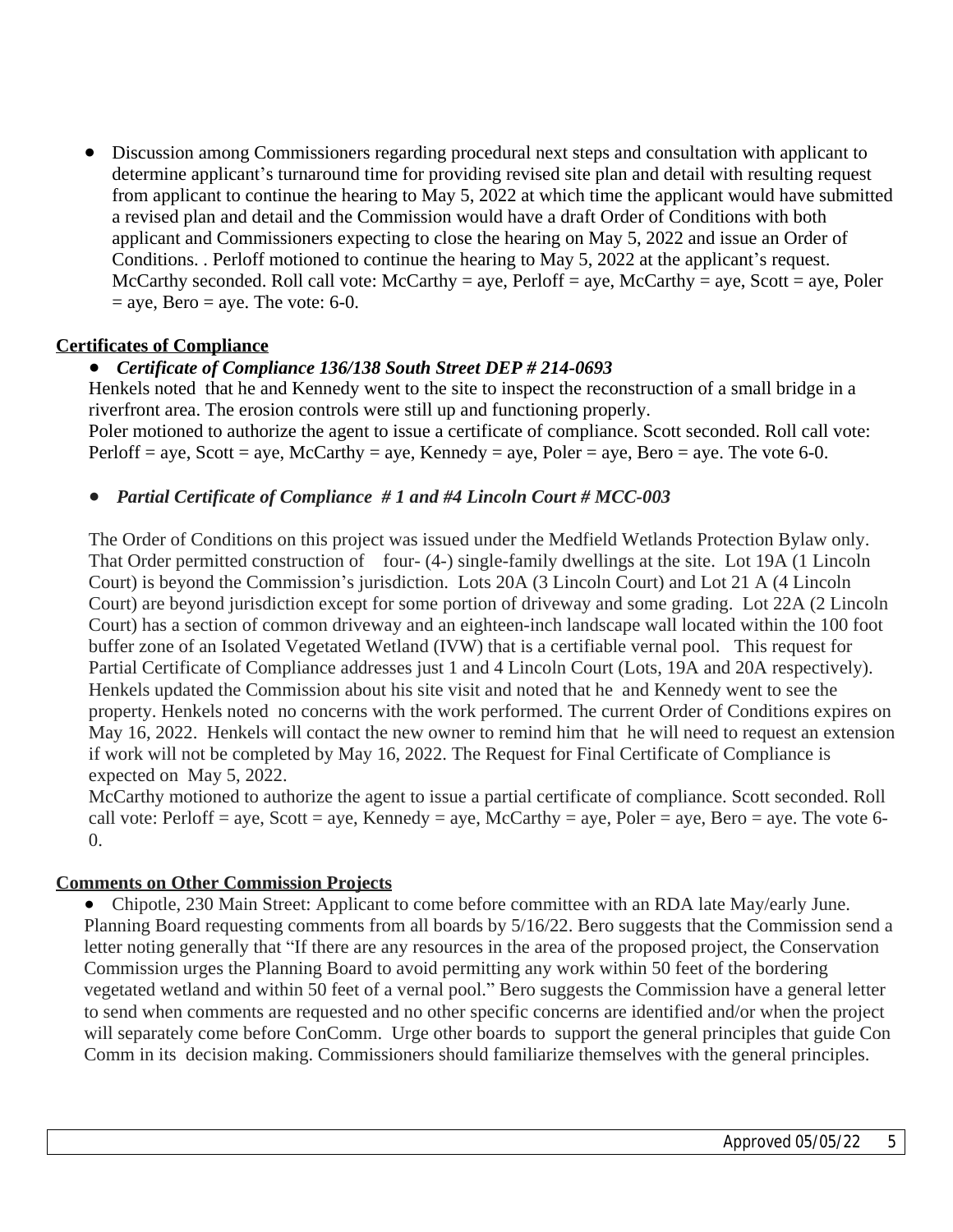- Discussion among Commissioners regarding procedural next steps and consultation with applicant to determine applicant's turnaround time for providing revised site plan and detail with resulting request from applicant to continue the hearing to May 5, 2022 at which time the applicant would have submitted a revised plan and detail and the Commission would have a draft Order of Conditions with both applicant and Commissioners expecting to close the hearing on May 5, 2022 and issue an Order of Conditions. . Perloff motioned to continue the hearing to May 5, 2022 at the applicant's request. McCarthy seconded. Roll call vote: McCarthy = aye, Perloff = aye, McCarthy = aye, Scott = aye, Poler = aye, Bero = aye. The vote: 6-0.

**Certificates of Compliance**

- ***Certificate of Compliance 136/138 South Street DEP # 214-0693***

Henkels noted that he and Kennedy went to the site to inspect the reconstruction of a small bridge in a riverfront area. The erosion controls were still up and functioning properly.
Poler motioned to authorize the agent to issue a certificate of compliance. Scott seconded. Roll call vote: Perloff = aye, Scott = aye, McCarthy = aye, Kennedy = aye, Poler = aye, Bero = aye. The vote 6-0.

- ***Partial Certificate of Compliance # 1 and #4 Lincoln Court # MCC-003***

The Order of Conditions on this project was issued under the Medfield Wetlands Protection Bylaw only. That Order permitted construction of four- (4-) single-family dwellings at the site. Lot 19A (1 Lincoln Court) is beyond the Commission's jurisdiction. Lots 20A (3 Lincoln Court) and Lot 21 A (4 Lincoln Court) are beyond jurisdiction except for some portion of driveway and some grading. Lot 22A (2 Lincoln Court) has a section of common driveway and an eighteen-inch landscape wall located within the 100 foot buffer zone of an Isolated Vegetated Wetland (IVW) that is a certifiable vernal pool. This request for Partial Certificate of Compliance addresses just 1 and 4 Lincoln Court (Lots, 19A and 20A respectively). Henkels updated the Commission about his site visit and noted that he and Kennedy went to see the property. Henkels noted no concerns with the work performed. The current Order of Conditions expires on May 16, 2022. Henkels will contact the new owner to remind him that he will need to request an extension if work will not be completed by May 16, 2022. The Request for Final Certificate of Compliance is expected on May 5, 2022.
McCarthy motioned to authorize the agent to issue a partial certificate of compliance. Scott seconded. Roll call vote: Perloff = aye, Scott = aye, Kennedy = aye, McCarthy = aye, Poler = aye, Bero = aye. The vote 6-0.

**Comments on Other Commission Projects**

- Chipotle, 230 Main Street: Applicant to come before committee with an RDA late May/early June. Planning Board requesting comments from all boards by 5/16/22. Bero suggests that the Commission send a letter noting generally that "If there are any resources in the area of the proposed project, the Conservation Commission urges the Planning Board to avoid permitting any work within 50 feet of the bordering vegetated wetland and within 50 feet of a vernal pool." Bero suggests the Commission have a general letter to send when comments are requested and no other specific concerns are identified and/or when the project will separately come before ConComm. Urge other boards to support the general principles that guide Con Comm in its decision making. Commissioners should familiarize themselves with the general principles.

Approved 05/05/22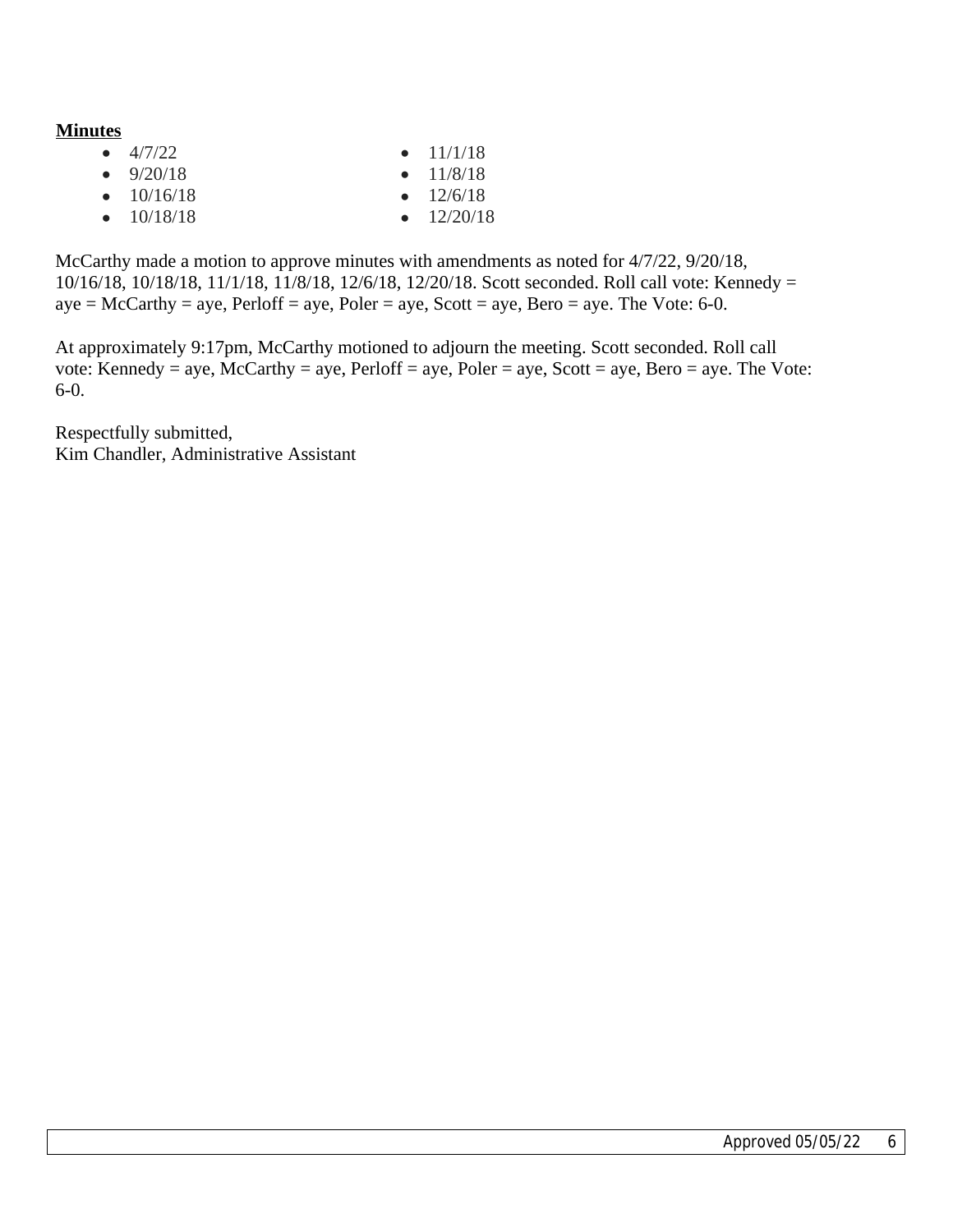**Minutes**

- 4/7/22
- 9/20/18
- 10/16/18
- 10/18/18
- 11/1/18
- 11/8/18
- 12/6/18
- 12/20/18

McCarthy made a motion to approve minutes with amendments as noted for 4/7/22, 9/20/18, 10/16/18, 10/18/18, 11/1/18, 11/8/18, 12/6/18, 12/20/18. Scott seconded. Roll call vote: Kennedy = aye = McCarthy = aye, Perloff = aye, Poler = aye, Scott = aye, Bero = aye. The Vote: 6-0.

At approximately 9:17pm, McCarthy motioned to adjourn the meeting. Scott seconded. Roll call vote: Kennedy = aye, McCarthy = aye, Perloff = aye, Poler = aye, Scott = aye, Bero = aye. The Vote: 6-0.

Respectfully submitted,
Kim Chandler, Administrative Assistant